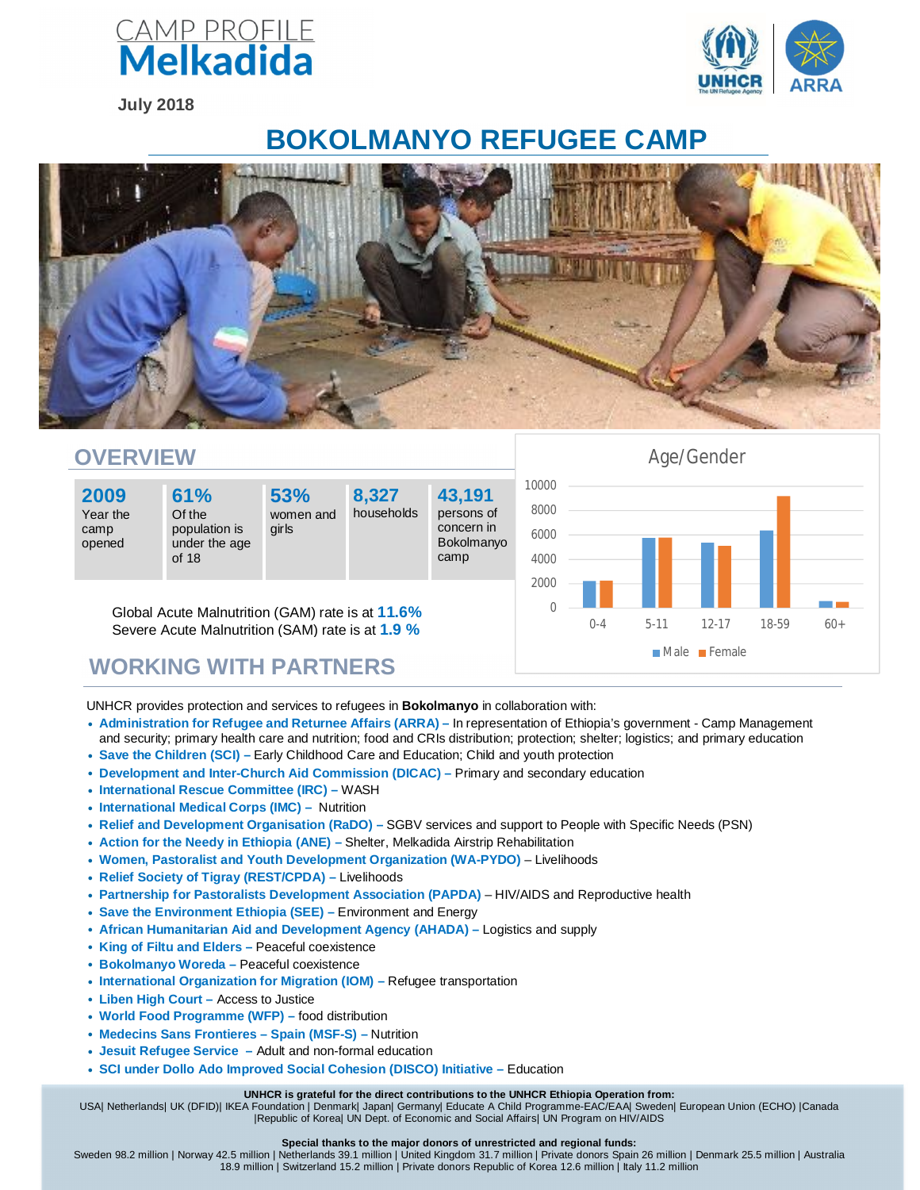# CAMP PROFILE Melkadida

**July 2018**

# BOKOLMANYO REFUGEE CAMP

## OVERVIEW

| 2009 | 61% | 53% | 8,327 | 43,191 |
|---|---|---|---|---|
| Year the camp opened | Of the population is under the age of 18 | women and girls | households | persons of concern in Bokolmanyo camp |

Global Acute Malnutrition (GAM) rate is at **11.6%**
Severe Acute Malnutrition (SAM) rate is at **1.9 %**

## WORKING WITH PARTNERS

UNHCR provides protection and services to refugees in **Bokolmanyo** in collaboration with:

- **Administration for Refugee and Returnee Affairs (ARRA) –** In representation of Ethiopia's government - Camp Management and security; primary health care and nutrition; food and CRIs distribution; protection; shelter; logistics; and primary education
- **Save the Children (SCI) –** Early Childhood Care and Education; Child and youth protection
- **Development and Inter-Church Aid Commission (DICAC) –** Primary and secondary education
- **International Rescue Committee (IRC) –** WASH
- **International Medical Corps (IMC) –** Nutrition
- **Relief and Development Organisation (RaDO) –** SGBV services and support to People with Specific Needs (PSN)
- **Action for the Needy in Ethiopia (ANE) –** Shelter, Melkadida Airstrip Rehabilitation
- **Women, Pastoralist and Youth Development Organization (WA-PYDO)** – Livelihoods
- **Relief Society of Tigray (REST/CPDA) –** Livelihoods
- **Partnership for Pastoralists Development Association (PAPDA)** – HIV/AIDS and Reproductive health
- **Save the Environment Ethiopia (SEE) –** Environment and Energy
- **African Humanitarian Aid and Development Agency (AHADA) –** Logistics and supply
- **King of Filtu and Elders –** Peaceful coexistence
- **Bokolmanyo Woreda –** Peaceful coexistence
- **International Organization for Migration (IOM) –** Refugee transportation
- **Liben High Court –** Access to Justice
- **World Food Programme (WFP) –** food distribution
- **Medecins Sans Frontieres – Spain (MSF-S) –** Nutrition
- **Jesuit Refugee Service –** Adult and non-formal education
- **SCI under Dollo Ado Improved Social Cohesion (DISCO) Initiative –** Education

**UNHCR is grateful for the direct contributions to the UNHCR Ethiopia Operation from:**
USA| Netherlands| UK (DFID)| IKEA Foundation | Denmark| Japan| Germany| Educate A Child Programme-EAC/EAA| Sweden| European Union (ECHO) |Canada |Republic of Korea| UN Dept. of Economic and Social Affairs| UN Program on HIV/AIDS

**Special thanks to the major donors of unrestricted and regional funds:**
Sweden 98.2 million | Norway 42.5 million | Netherlands 39.1 million | United Kingdom 31.7 million | Private donors Spain 26 million | Denmark 25.5 million | Australia 18.9 million | Switzerland 15.2 million | Private donors Republic of Korea 12.6 million | Italy 11.2 million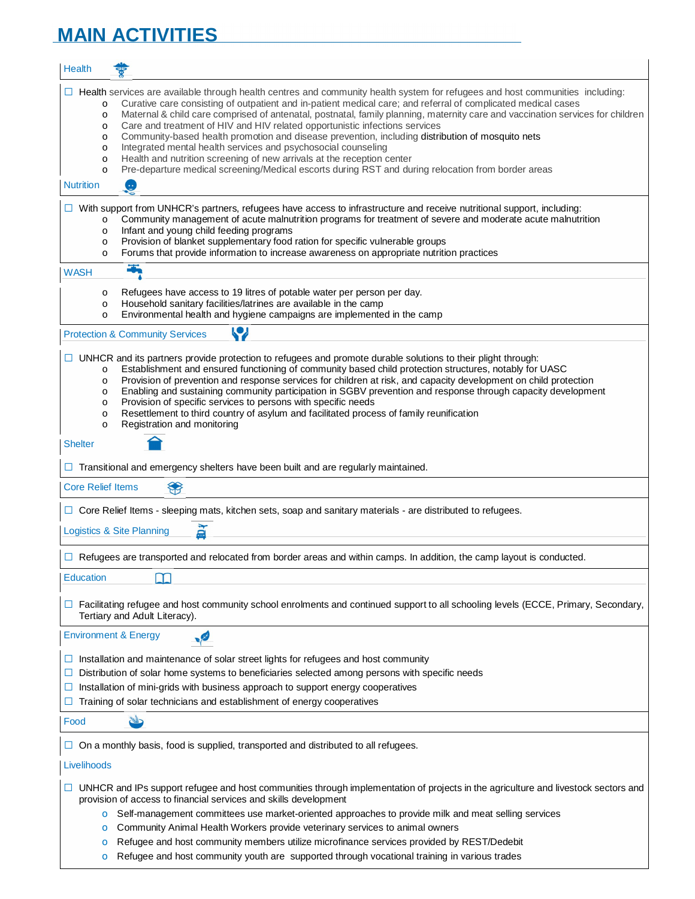# MAIN ACTIVITIES

## Health

- Health services are available through health centres and community health system for refugees and host communities including:
  - Curative care consisting of outpatient and in-patient medical care; and referral of complicated medical cases
  - Maternal & child care comprised of antenatal, postnatal, family planning, maternity care and vaccination services for children
  - Care and treatment of HIV and HIV related opportunistic infections services
  - Community-based health promotion and disease prevention, including distribution of mosquito nets
  - Integrated mental health services and psychosocial counseling
  - Health and nutrition screening of new arrivals at the reception center
  - Pre-departure medical screening/Medical escorts during RST and during relocation from border areas

## Nutrition

- With support from UNHCR's partners, refugees have access to infrastructure and receive nutritional support, including:
  - Community management of acute malnutrition programs for treatment of severe and moderate acute malnutrition
  - Infant and young child feeding programs
  - Provision of blanket supplementary food ration for specific vulnerable groups
  - Forums that provide information to increase awareness on appropriate nutrition practices

## WASH

- Refugees have access to 19 litres of potable water per person per day.
- Household sanitary facilities/latrines are available in the camp
- Environmental health and hygiene campaigns are implemented in the camp

## Protection & Community Services

- UNHCR and its partners provide protection to refugees and promote durable solutions to their plight through:
  - Establishment and ensured functioning of community based child protection structures, notably for UASC
  - Provision of prevention and response services for children at risk, and capacity development on child protection
  - Enabling and sustaining community participation in SGBV prevention and response through capacity development
  - Provision of specific services to persons with specific needs
  - Resettlement to third country of asylum and facilitated process of family reunification
  - Registration and monitoring

## Shelter

- Transitional and emergency shelters have been built and are regularly maintained.

## Core Relief Items

- Core Relief Items - sleeping mats, kitchen sets, soap and sanitary materials - are distributed to refugees.

## Logistics & Site Planning

- Refugees are transported and relocated from border areas and within camps. In addition, the camp layout is conducted.

## Education

- Facilitating refugee and host community school enrolments and continued support to all schooling levels (ECCE, Primary, Secondary, Tertiary and Adult Literacy).

## Environment & Energy

- Installation and maintenance of solar street lights for refugees and host community
- Distribution of solar home systems to beneficiaries selected among persons with specific needs
- Installation of mini-grids with business approach to support energy cooperatives
- Training of solar technicians and establishment of energy cooperatives

## Food

- On a monthly basis, food is supplied, transported and distributed to all refugees.

## Livelihoods

- UNHCR and IPs support refugee and host communities through implementation of projects in the agriculture and livestock sectors and provision of access to financial services and skills development
  - Self-management committees use market-oriented approaches to provide milk and meat selling services
  - Community Animal Health Workers provide veterinary services to animal owners
  - Refugee and host community members utilize microfinance services provided by REST/Dedebit
  - Refugee and host community youth are supported through vocational training in various trades